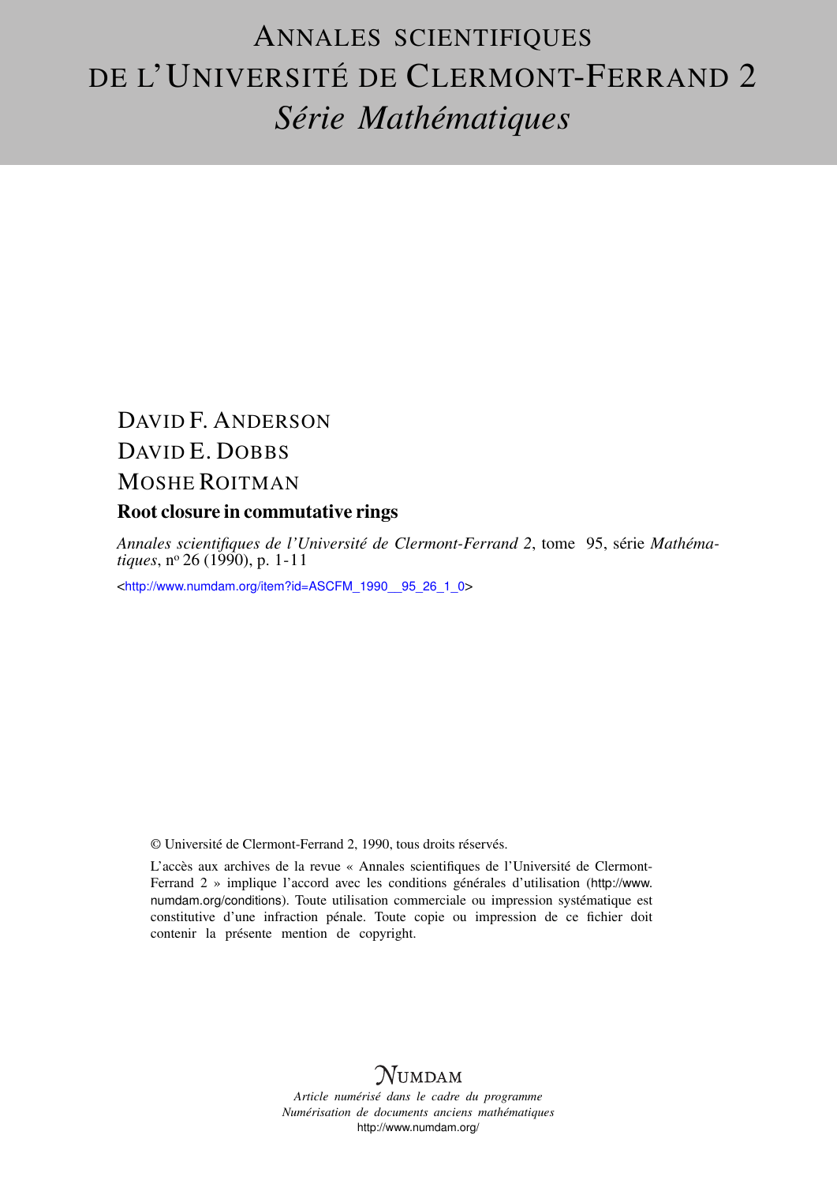# ANNALES SCIENTIFIQUES DE L'UNIVERSITÉ DE CLERMONT-FERRAND 2
## *Série Mathématiques*

DAVID F. ANDERSON

DAVID E. DOBBS

MOSHE ROITMAN

**Root closure in commutative rings**

*Annales scientifiques de l'Université de Clermont-Ferrand 2*, tome 95, série *Mathématiques*, n<sup>o</sup> 26 (1990), p. 1-11

<http://www.numdam.org/item?id=ASCFM_1990__95_26_1_0>

© Université de Clermont-Ferrand 2, 1990, tous droits réservés.

L'accès aux archives de la revue « Annales scientifiques de l'Université de Clermont-Ferrand 2 » implique l'accord avec les conditions générales d'utilisation (http://www.numdam.org/conditions). Toute utilisation commerciale ou impression systématique est constitutive d'une infraction pénale. Toute copie ou impression de ce fichier doit contenir la présente mention de copyright.

NUMDAM

*Article numérisé dans le cadre du programme Numérisation de documents anciens mathématiques*

http://www.numdam.org/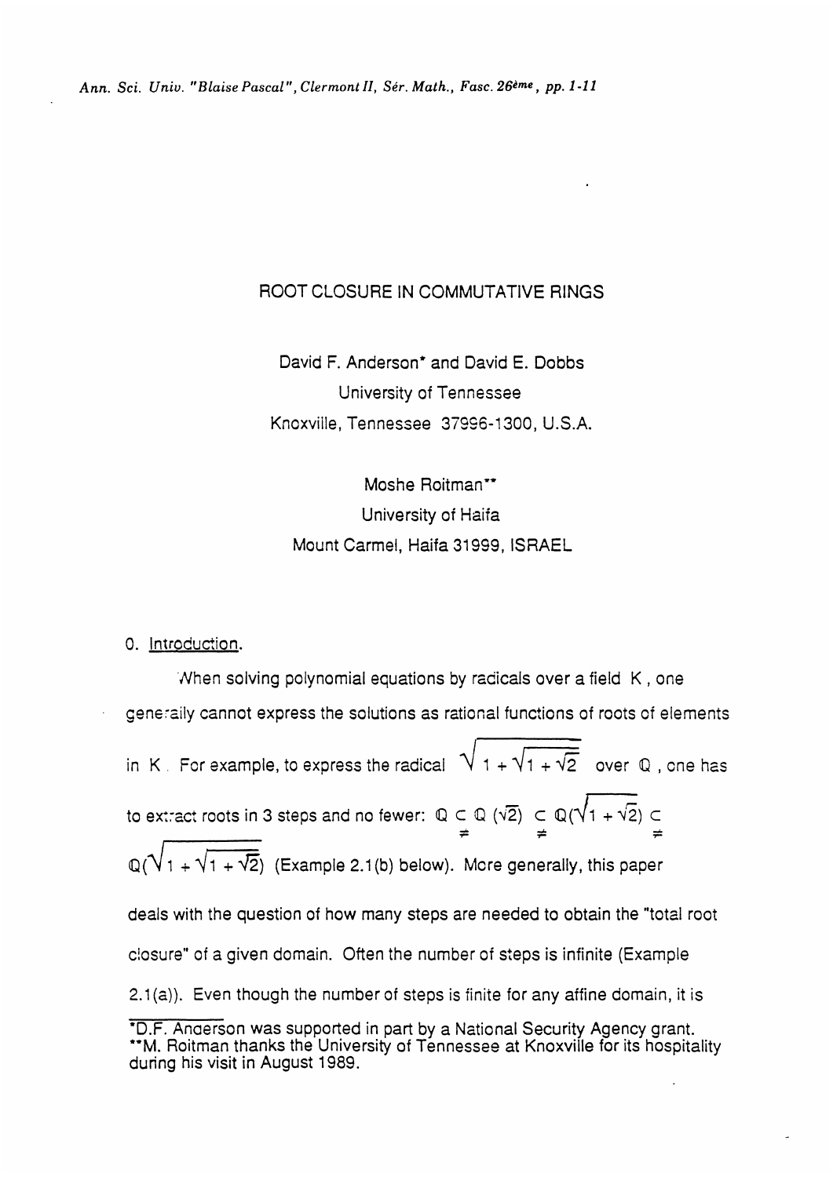# ROOT CLOSURE IN COMMUTATIVE RINGS

David F. Anderson* and David E. Dobbs
University of Tennessee
Knoxville, Tennessee 37996-1300, U.S.A.

Moshe Roitman**
University of Haifa
Mount Carmel, Haifa 31999, ISRAEL

## 0. Introduction.

When solving polynomial equations by radicals over a field $K$, one generally cannot express the solutions as rational functions of roots of elements in $K$. For example, to express the radical $\sqrt{1+\sqrt{1+\sqrt{2}}}$ over $\mathbb{Q}$, one has to extract roots in 3 steps and no fewer: $\mathbb{Q} \underset{\neq}{\subset} \mathbb{Q}(\sqrt{2}) \underset{\neq}{\subset} \mathbb{Q}(\sqrt{1+\sqrt{2}}) \underset{\neq}{\subset} \mathbb{Q}(\sqrt{1+\sqrt{1+\sqrt{2}}})$ (Example 2.1(b) below). More generally, this paper deals with the question of how many steps are needed to obtain the "total root closure" of a given domain. Often the number of steps is infinite (Example 2.1(a)). Even though the number of steps is finite for any affine domain, it is

*D.F. Anderson was supported in part by a National Security Agency grant.
**M. Roitman thanks the University of Tennessee at Knoxville for its hospitality during his visit in August 1989.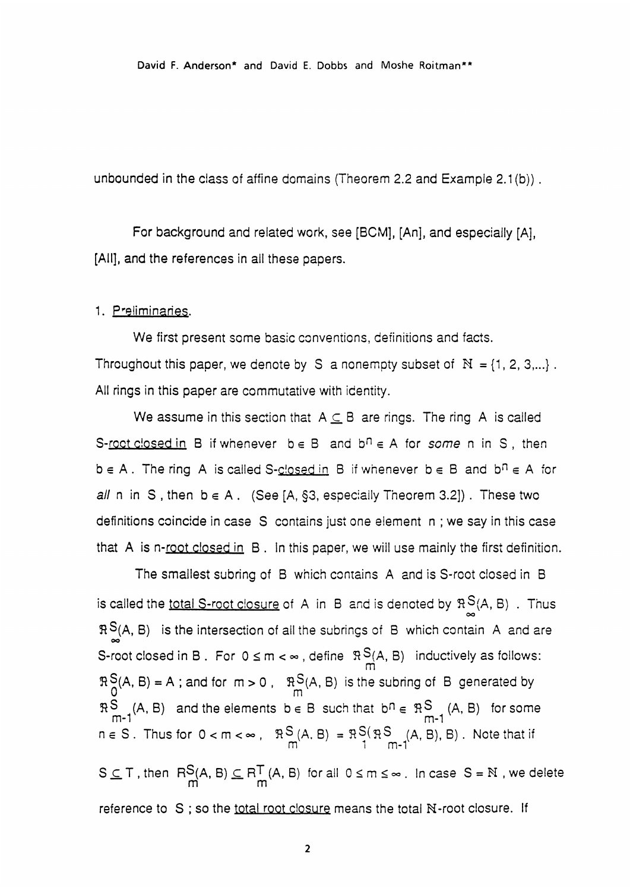unbounded in the class of affine domains (Theorem 2.2 and Example 2.1(b)).

For background and related work, see [BCM], [An], and especially [A], [AII], and the references in all these papers.

## 1. Preliminaries.

We first present some basic conventions, definitions and facts. Throughout this paper, we denote by $S$ a nonempty subset of $\mathbb{N} = \{1, 2, 3, ...\}$. All rings in this paper are commutative with identity.

We assume in this section that $A \subseteq B$ are rings. The ring $A$ is called S-root closed in $B$ if whenever $b \in B$ and $b^n \in A$ for *some* $n$ in $S$, then $b \in A$. The ring $A$ is called S-closed in $B$ if whenever $b \in B$ and $b^n \in A$ for *all* $n$ in $S$, then $b \in A$. (See [A, §3, especially Theorem 3.2]). These two definitions coincide in case $S$ contains just one element $n$; we say in this case that $A$ is n-root closed in $B$. In this paper, we will use mainly the first definition.

The smallest subring of $B$ which contains $A$ and is S-root closed in $B$ is called the total S-root closure of $A$ in $B$ and is denoted by $\mathfrak{R}^S_\infty(A, B)$. Thus $\mathfrak{R}^S_\infty(A, B)$ is the intersection of all the subrings of $B$ which contain $A$ and are S-root closed in $B$. For $0 \leq m < \infty$, define $\mathfrak{R}^S_m(A, B)$ inductively as follows: $\mathfrak{R}^S_0(A, B) = A$; and for $m > 0$, $\mathfrak{R}^S_m(A, B)$ is the subring of $B$ generated by $\mathfrak{R}^S_{m-1}(A, B)$ and the elements $b \in B$ such that $b^n \in \mathfrak{R}^S_{m-1}(A, B)$ for some $n \in S$. Thus for $0 < m < \infty$, $\mathfrak{R}^S_m(A, B) = \mathfrak{R}^S_1(\mathfrak{R}^S_{m-1}(A, B), B)$. Note that if $S \subseteq T$, then $R^S_m(A, B) \subseteq R^T_m(A, B)$ for all $0 \leq m \leq \infty$. In case $S = \mathbb{N}$, we delete reference to $S$; so the total root closure means the total $\mathbb{N}$-root closure. If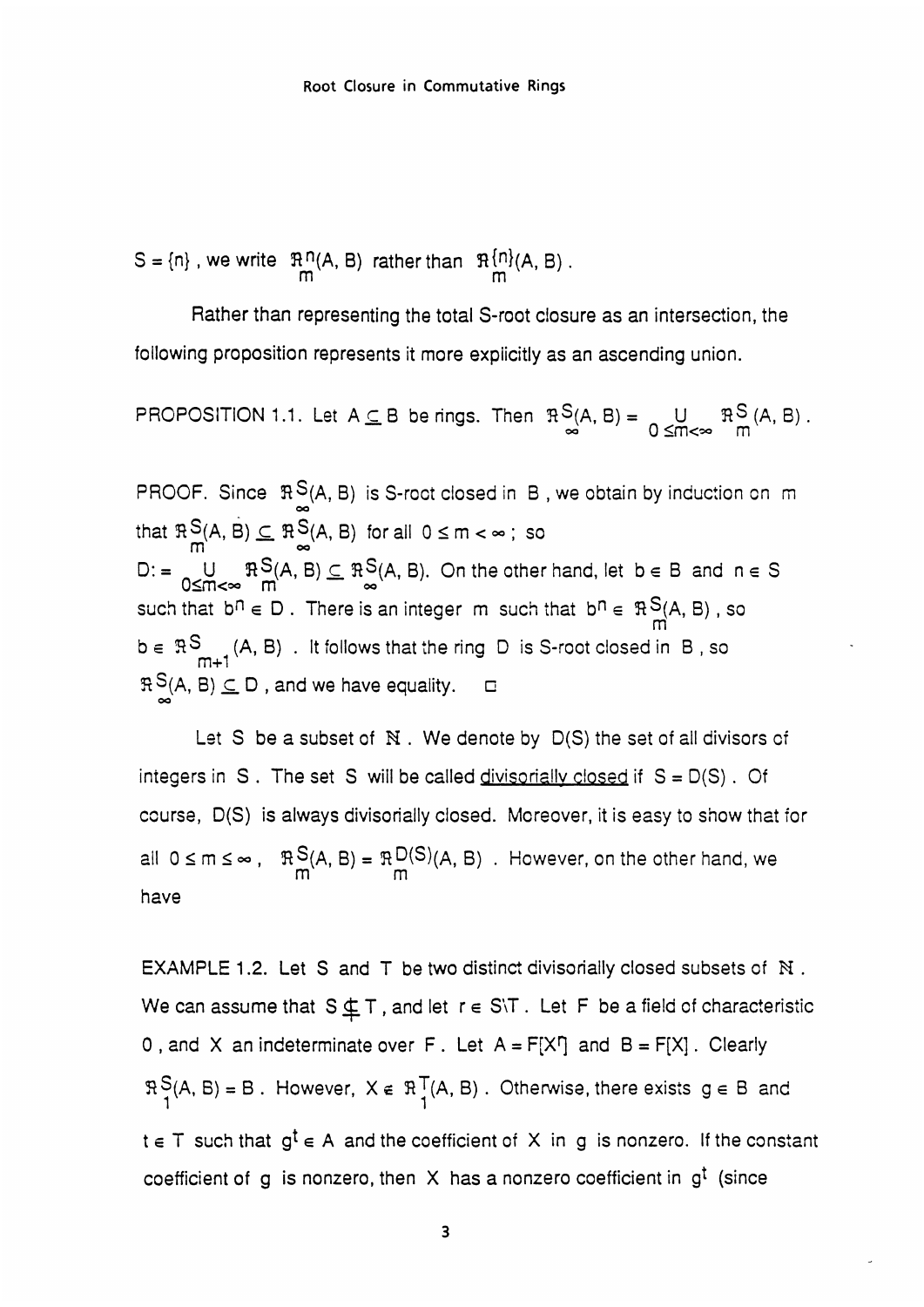$S = \{n\}$ , we write $\mathfrak{R}^n_m(A, B)$ rather than $\mathfrak{R}^{\{n\}}_m(A, B)$ .

Rather than representing the total S-root closure as an intersection, the following proposition represents it more explicitly as an ascending union.

PROPOSITION 1.1. Let $A \subseteq B$ be rings. Then $\mathfrak{R}^S_\infty(A, B) = \bigcup_{0 \leq m < \infty} \mathfrak{R}^S_m(A, B)$ .

PROOF. Since $\mathfrak{R}^S_\infty(A, B)$ is S-root closed in B , we obtain by induction on m that $\mathfrak{R}^S_m(A, B) \subseteq \mathfrak{R}^S_\infty(A, B)$ for all $0 \leq m < \infty$ ; so $D := \bigcup_{0 \leq m < \infty} \mathfrak{R}^S_m(A, B) \subseteq \mathfrak{R}^S_\infty(A, B)$. On the other hand, let $b \in B$ and $n \in S$ such that $b^n \in D$ . There is an integer m such that $b^n \in \mathfrak{R}^S_m(A, B)$ , so $b \in \mathfrak{R}^S_{m+1}(A, B)$ . It follows that the ring D is S-root closed in B , so $\mathfrak{R}^S_\infty(A, B) \subseteq D$ , and we have equality. □

Let S be a subset of $\mathbb{N}$ . We denote by D(S) the set of all divisors of integers in S . The set S will be called <u>divisorially closed</u> if $S = D(S)$ . Of course, D(S) is always divisorially closed. Moreover, it is easy to show that for all $0 \leq m \leq \infty$ , $\mathfrak{R}^S_m(A, B) = \mathfrak{R}^{D(S)}_m(A, B)$ . However, on the other hand, we have

EXAMPLE 1.2. Let S and T be two distinct divisorially closed subsets of $\mathbb{N}$ . We can assume that $S \nsubseteq T$ , and let $r \in S \setminus T$ . Let F be a field of characteristic 0 , and X an indeterminate over F . Let $A = F[X^r]$ and $B = F[X]$ . Clearly $\mathfrak{R}^S_1(A, B) = B$ . However, $X \notin \mathfrak{R}^T_1(A, B)$ . Otherwise, there exists $g \in B$ and $t \in T$ such that $g^t \in A$ and the coefficient of X in g is nonzero. If the constant coefficient of g is nonzero, then X has a nonzero coefficient in $g^t$ (since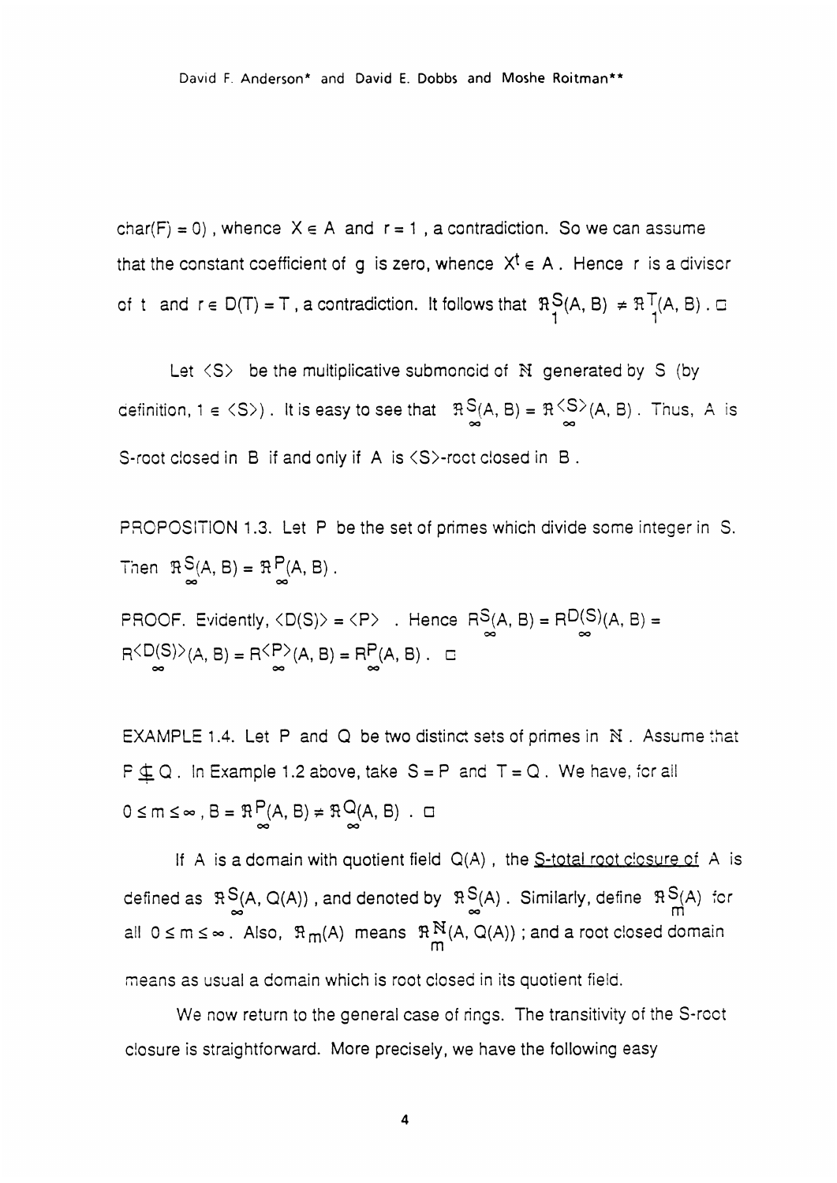char(F) = 0) , whence $X \in A$ and $r = 1$ , a contradiction. So we can assume that the constant coefficient of $g$ is zero, whence $X^t \in A$ . Hence $r$ is a divisor of $t$ and $r \in D(T) = T$ , a contradiction. It follows that $\mathfrak{R}_1^S(A, B) \neq \mathfrak{R}_1^T(A, B)$ . □

Let $\langle S \rangle$ be the multiplicative submonoid of $\mathbb{N}$ generated by $S$ (by definition, $1 \in \langle S \rangle$) . It is easy to see that $\mathfrak{R}_\infty^S(A, B) = \mathfrak{R}_\infty^{\langle S \rangle}(A, B)$ . Thus, $A$ is $S$-root closed in $B$ if and only if $A$ is $\langle S \rangle$-root closed in $B$ .

PROPOSITION 1.3. Let $P$ be the set of primes which divide some integer in $S$. Then $\mathfrak{R}_\infty^S(A, B) = \mathfrak{R}_\infty^P(A, B)$ .

PROOF. Evidently, $\langle D(S) \rangle = \langle P \rangle$ . Hence $R_\infty^S(A, B) = R_\infty^{D(S)}(A, B) = R_\infty^{\langle D(S) \rangle}(A, B) = R_\infty^{\langle P \rangle}(A, B) = R_\infty^P(A, B)$ . □

EXAMPLE 1.4. Let $P$ and $Q$ be two distinct sets of primes in $\mathbb{N}$ . Assume that $P \not\subseteq Q$ . In Example 1.2 above, take $S = P$ and $T = Q$ . We have, for all $0 \leq m \leq \infty$ , $B = \mathfrak{R}_\infty^P(A, B) \neq \mathfrak{R}_\infty^Q(A, B)$ . □

If $A$ is a domain with quotient field $Q(A)$ , the <u>S-total root closure of</u> $A$ is defined as $\mathfrak{R}_\infty^S(A, Q(A))$ , and denoted by $\mathfrak{R}_\infty^S(A)$ . Similarly, define $\mathfrak{R}_m^S(A)$ for all $0 \leq m \leq \infty$ . Also, $\mathfrak{R}_m(A)$ means $\mathfrak{R}_m^{\mathbb{N}}(A, Q(A))$ ; and a root closed domain means as usual a domain which is root closed in its quotient field.

We now return to the general case of rings. The transitivity of the S-root closure is straightforward. More precisely, we have the following easy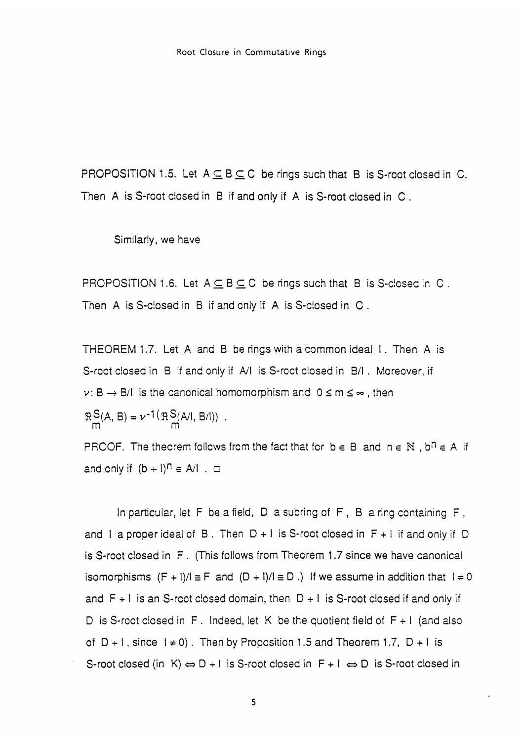PROPOSITION 1.5. Let $A \subseteq B \subseteq C$ be rings such that $B$ is S-root closed in $C$. Then $A$ is S-root closed in $B$ if and only if $A$ is S-root closed in $C$.

Similarly, we have

PROPOSITION 1.6. Let $A \subseteq B \subseteq C$ be rings such that $B$ is S-closed in $C$. Then $A$ is S-closed in $B$ if and only if $A$ is S-closed in $C$.

THEOREM 1.7. Let $A$ and $B$ be rings with a common ideal $I$. Then $A$ is S-root closed in $B$ if and only if $A/I$ is S-root closed in $B/I$. Moreover, if $\nu: B \to B/I$ is the canonical homomorphism and $0 \leq m \leq \infty$, then $\mathfrak{R}_m^S(A, B) = \nu^{-1}(\mathfrak{R}_m^S(A/I, B/I))$.

PROOF. The theorem follows from the fact that for $b \in B$ and $n \in \mathbb{N}$, $b^n \in A$ if and only if $(b + I)^n \in A/I$. □

In particular, let $F$ be a field, $D$ a subring of $F$, $B$ a ring containing $F$, and $I$ a proper ideal of $B$. Then $D + I$ is S-root closed in $F + I$ if and only if $D$ is S-root closed in $F$. (This follows from Theorem 1.7 since we have canonical isomorphisms $(F + I)/I \cong F$ and $(D + I)/I \cong D$.) If we assume in addition that $I \neq 0$ and $F + I$ is an S-root closed domain, then $D + I$ is S-root closed if and only if $D$ is S-root closed in $F$. Indeed, let $K$ be the quotient field of $F + I$ (and also of $D + I$, since $I \neq 0$). Then by Proposition 1.5 and Theorem 1.7, $D + I$ is S-root closed (in $K$) $\Leftrightarrow$ $D + I$ is S-root closed in $F + I$ $\Leftrightarrow$ $D$ is S-root closed in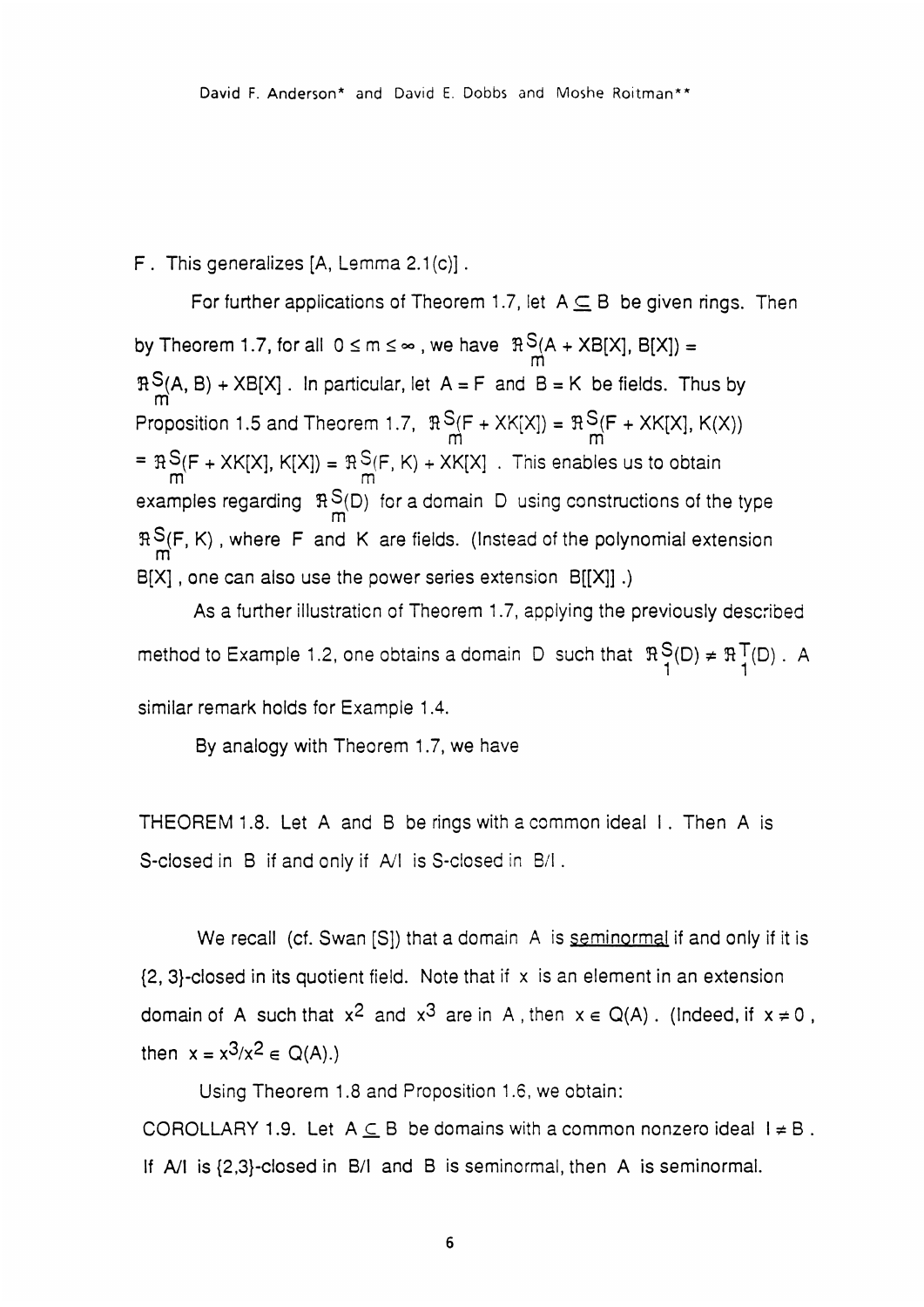F . This generalizes [A, Lemma 2.1(c)] .

For further applications of Theorem 1.7, let $A \subseteq B$ be given rings. Then by Theorem 1.7, for all $0 \leq m \leq \infty$ , we have $\mathfrak{R}^S_m(A + XB[X], B[X]) = \mathfrak{R}^S_m(A, B) + XB[X]$ . In particular, let $A = F$ and $B = K$ be fields. Thus by Proposition 1.5 and Theorem 1.7, $\mathfrak{R}^S_m(F + XK[X]) = \mathfrak{R}^S_m(F + XK[X], K(X)) = \mathfrak{R}^S_m(F + XK[X], K[X]) = \mathfrak{R}^S_m(F, K) + XK[X]$ . This enables us to obtain examples regarding $\mathfrak{R}^S_m(D)$ for a domain D using constructions of the type $\mathfrak{R}^S_m(F, K)$ , where F and K are fields. (Instead of the polynomial extension $B[X]$ , one can also use the power series extension $B[[X]]$ .)

As a further illustration of Theorem 1.7, applying the previously described method to Example 1.2, one obtains a domain D such that $\mathfrak{R}^S_1(D) \neq \mathfrak{R}^T_1(D)$ . A similar remark holds for Example 1.4.

By analogy with Theorem 1.7, we have

THEOREM 1.8. Let A and B be rings with a common ideal I . Then A is S-closed in B if and only if A/I is S-closed in B/I .

We recall (cf. Swan [S]) that a domain A is <u>seminormal</u> if and only if it is {2, 3}-closed in its quotient field. Note that if x is an element in an extension domain of A such that $x^2$ and $x^3$ are in A , then $x \in Q(A)$ . (Indeed, if $x \neq 0$ , then $x = x^3/x^2 \in Q(A)$.)

Using Theorem 1.8 and Proposition 1.6, we obtain:

COROLLARY 1.9. Let $A \subseteq B$ be domains with a common nonzero ideal $I \neq B$ . If A/I is {2,3}-closed in B/I and B is seminormal, then A is seminormal.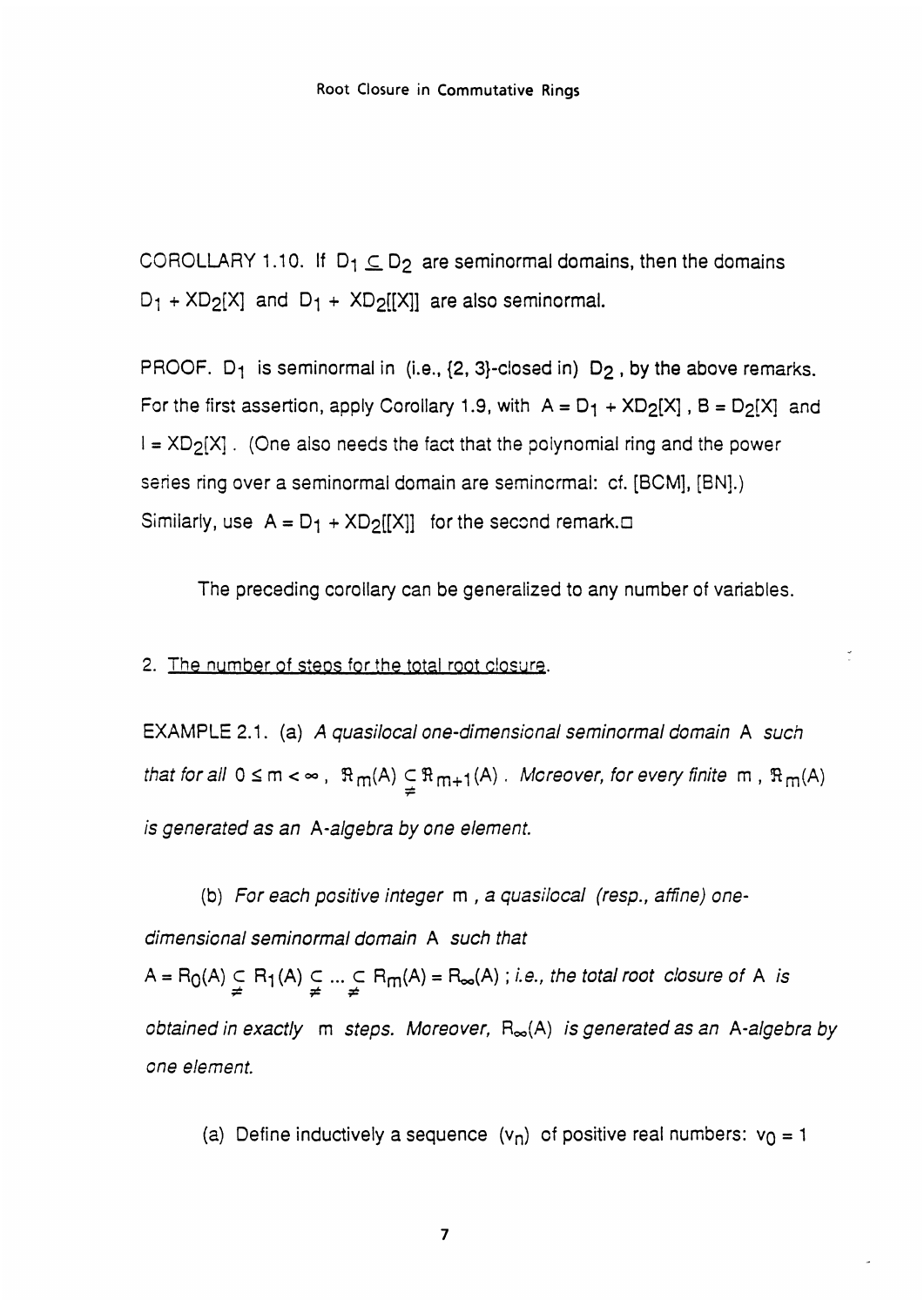COROLLARY 1.10. If $D_1 \subseteq D_2$ are seminormal domains, then the domains $D_1 + XD_2[X]$ and $D_1 + XD_2[[X]]$ are also seminormal.

PROOF. $D_1$ is seminormal in (i.e., {2, 3}-closed in) $D_2$, by the above remarks. For the first assertion, apply Corollary 1.9, with $A = D_1 + XD_2[X]$, $B = D_2[X]$ and $I = XD_2[X]$. (One also needs the fact that the polynomial ring and the power series ring over a seminormal domain are seminormal: cf. [BCM], [BN].) Similarly, use $A = D_1 + XD_2[[X]]$ for the second remark.□

The preceding corollary can be generalized to any number of variables.

## 2. The number of steps for the total root closure.

EXAMPLE 2.1. (a) *A quasilocal one-dimensional seminormal domain* A *such that for all* $0 \leq m < \infty$, $\mathfrak{R}_m(A) \subsetneq \mathfrak{R}_{m+1}(A)$. *Moreover, for every finite* $m$, $\mathfrak{R}_m(A)$ *is generated as an* A*-algebra by one element.*

(b) *For each positive integer* $m$, *a quasilocal (resp., affine) one-dimensional seminormal domain* A *such that* $A = R_0(A) \subsetneq R_1(A) \subsetneq \ldots \subsetneq R_m(A) = R_\infty(A)$ ; *i.e., the total root closure of* A *is obtained in exactly* $m$ *steps. Moreover,* $R_\infty(A)$ *is generated as an* A*-algebra by one element.*

(a) Define inductively a sequence $(v_n)$ of positive real numbers: $v_0 = 1$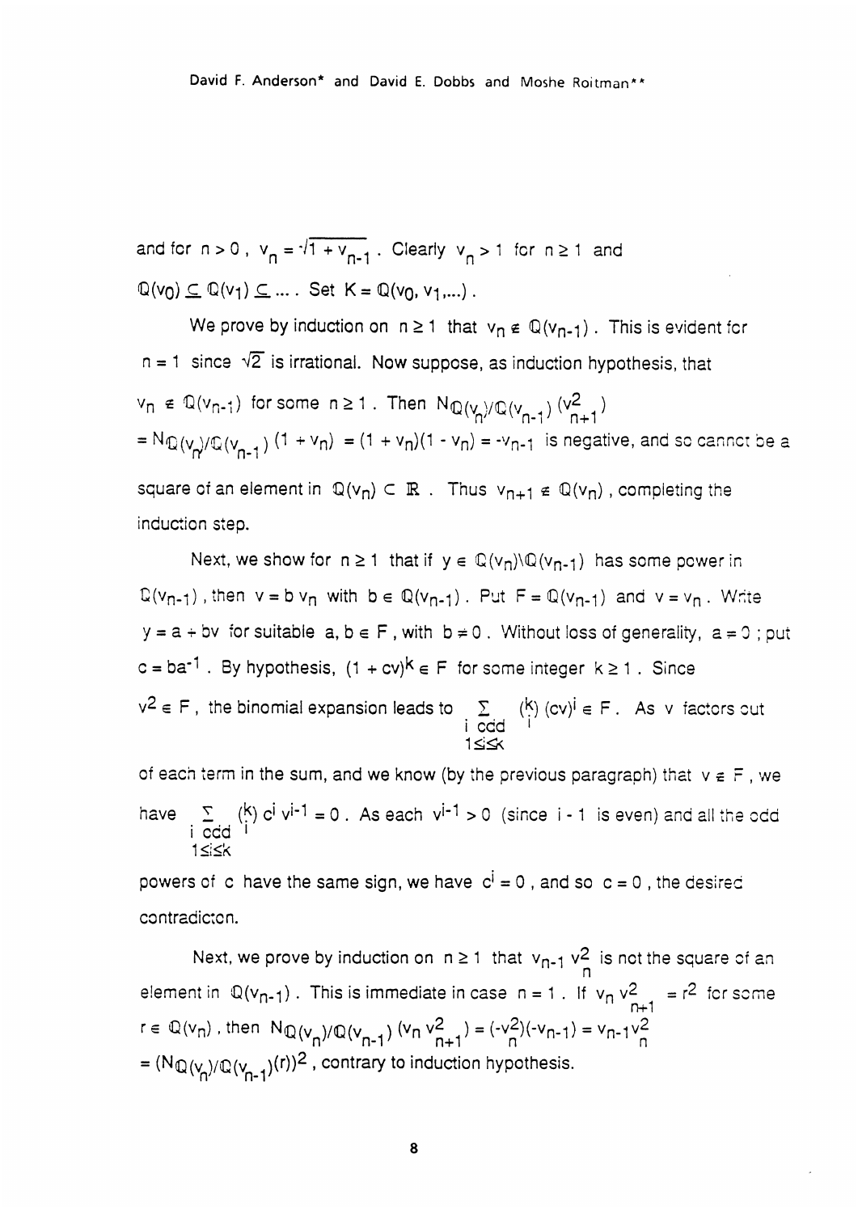and for $n > 0$, $v_n = \sqrt{1 + v_{n-1}}$. Clearly $v_n > 1$ for $n \geq 1$ and $\mathbb{Q}(v_0) \subseteq \mathbb{Q}(v_1) \subseteq \ldots$. Set $K = \mathbb{Q}(v_0, v_1, \ldots)$.

We prove by induction on $n \geq 1$ that $v_n \notin \mathbb{Q}(v_{n-1})$. This is evident for $n = 1$ since $\sqrt{2}$ is irrational. Now suppose, as induction hypothesis, that $v_n \notin \mathbb{Q}(v_{n-1})$ for some $n \geq 1$. Then $N_{\mathbb{Q}(v_n)/\mathbb{Q}(v_{n-1})}(v_{n+1}^2)$ $= N_{\mathbb{Q}(v_n)/\mathbb{Q}(v_{n-1})}(1 + v_n) = (1 + v_n)(1 - v_n) = -v_{n-1}$ is negative, and so cannot be a square of an element in $\mathbb{Q}(v_n) \subset \mathbb{R}$. Thus $v_{n+1} \notin \mathbb{Q}(v_n)$, completing the induction step.

Next, we show for $n \geq 1$ that if $y \in \mathbb{Q}(v_n) \backslash \mathbb{Q}(v_{n-1})$ has some power in $\mathbb{Q}(v_{n-1})$, then $v = b\,v_n$ with $b \in \mathbb{Q}(v_{n-1})$. Put $F = \mathbb{Q}(v_{n-1})$ and $v = v_n$. Write $y = a + bv$ for suitable $a, b \in F$, with $b \neq 0$. Without loss of generality, $a \neq 0$; put $c = ba^{-1}$. By hypothesis, $(1 + cv)^k \in F$ for some integer $k \geq 1$. Since $v^2 \in F$, the binomial expansion leads to $\sum_{\substack{i \text{ odd} \\ 1 \leq i \leq k}} \binom{k}{i} (cv)^i \in F$. As $v$ factors out of each term in the sum, and we know (by the previous paragraph) that $v \notin F$, we have $\sum_{\substack{i \text{ odd} \\ 1 \leq i \leq k}} \binom{k}{i} c^i v^{i-1} = 0$. As each $v^{i-1} > 0$ (since $i - 1$ is even) and all the odd powers of $c$ have the same sign, we have $c^i = 0$, and so $c = 0$, the desired contradiction.

Next, we prove by induction on $n \geq 1$ that $v_{n-1} v_n^2$ is not the square of an element in $\mathbb{Q}(v_{n-1})$. This is immediate in case $n = 1$. If $v_n v_{n+1}^2 = r^2$ for some $r \in \mathbb{Q}(v_n)$, then $N_{\mathbb{Q}(v_n)/\mathbb{Q}(v_{n-1})}(v_n v_{n+1}^2) = (-v_n^2)(-v_{n-1}) = v_{n-1} v_n^2$ $= (N_{\mathbb{Q}(v_n)/\mathbb{Q}(v_{n-1})}(r))^2$, contrary to induction hypothesis.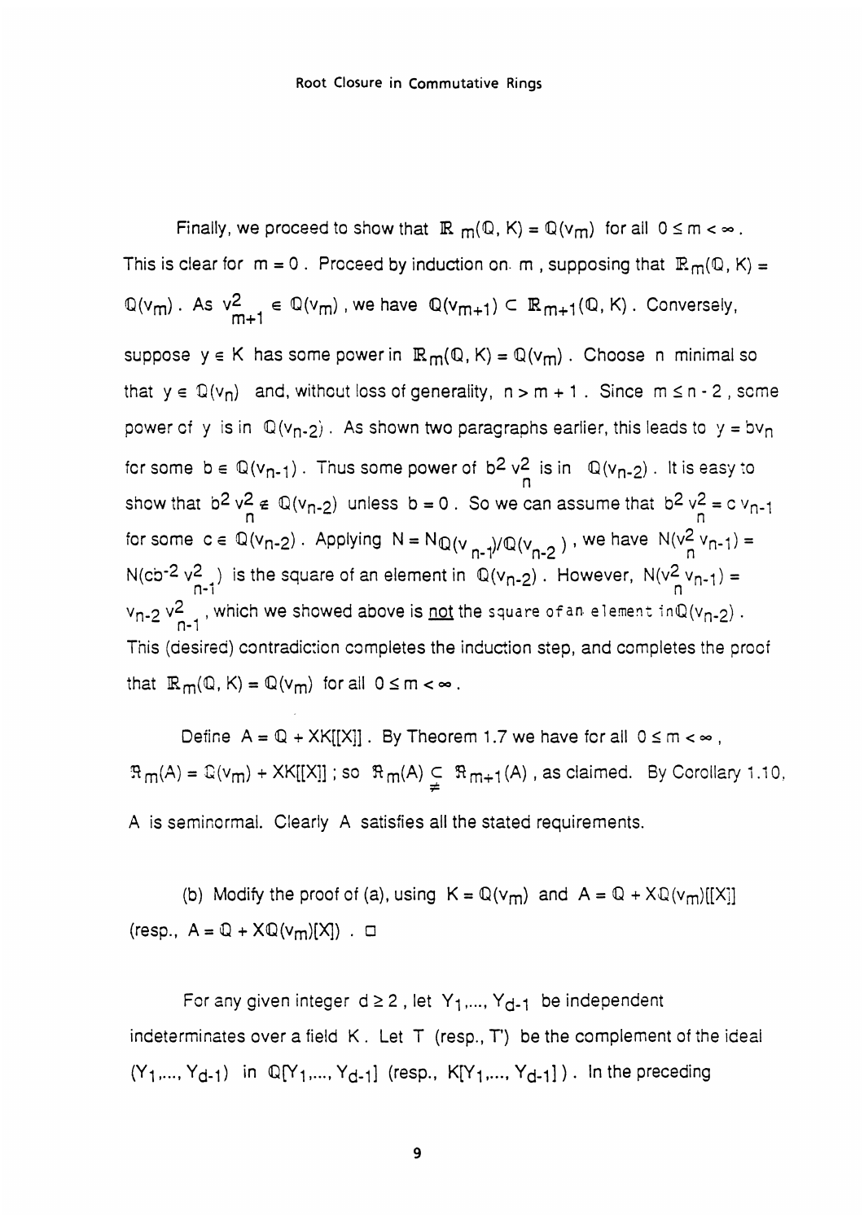Finally, we proceed to show that $\mathbb{R}_m(\mathbb{Q}, K) = \mathbb{Q}(v_m)$ for all $0 \le m < \infty$. This is clear for $m = 0$. Proceed by induction on $m$, supposing that $\mathbb{R}_m(\mathbb{Q}, K) = \mathbb{Q}(v_m)$. As $v_{m+1}^2 \in \mathbb{Q}(v_m)$, we have $\mathbb{Q}(v_{m+1}) \subset \mathbb{R}_{m+1}(\mathbb{Q}, K)$. Conversely, suppose $y \in K$ has some power in $\mathbb{R}_m(\mathbb{Q}, K) = \mathbb{Q}(v_m)$. Choose $n$ minimal so that $y \in \mathbb{Q}(v_n)$ and, without loss of generality, $n > m + 1$. Since $m \le n - 2$, some power of $y$ is in $\mathbb{Q}(v_{n-2})$. As shown two paragraphs earlier, this leads to $y = bv_n$ for some $b \in \mathbb{Q}(v_{n-1})$. Thus some power of $b^2 v_n^2$ is in $\mathbb{Q}(v_{n-2})$. It is easy to show that $b^2 v_n^2 \notin \mathbb{Q}(v_{n-2})$ unless $b = 0$. So we can assume that $b^2 v_n^2 = c\, v_{n-1}$ for some $c \in \mathbb{Q}(v_{n-2})$. Applying $N = N_{\mathbb{Q}(v_{n-1})/\mathbb{Q}(v_{n-2})}$, we have $N(v_n^2 v_{n-1}) = N(cb^{-2} v_{n-1}^2)$ is the square of an element in $\mathbb{Q}(v_{n-2})$. However, $N(v_n^2 v_{n-1}) = v_{n-2}\, v_{n-1}^2$, which we showed above is <u>not</u> the square of an element in $\mathbb{Q}(v_{n-2})$. This (desired) contradiction completes the induction step, and completes the proof that $\mathbb{R}_m(\mathbb{Q}, K) = \mathbb{Q}(v_m)$ for all $0 \le m < \infty$.

Define $A = \mathbb{Q} + XK[[X]]$. By Theorem 1.7 we have for all $0 \le m < \infty$, $\mathfrak{R}_m(A) = \mathbb{Q}(v_m) + XK[[X]]$; so $\mathfrak{R}_m(A) \subsetneq \mathfrak{R}_{m+1}(A)$, as claimed. By Corollary 1.10, $A$ is seminormal. Clearly $A$ satisfies all the stated requirements.

(b) Modify the proof of (a), using $K = \mathbb{Q}(v_m)$ and $A = \mathbb{Q} + X\mathbb{Q}(v_m)[[X]]$ (resp., $A = \mathbb{Q} + X\mathbb{Q}(v_m)[X]$). □

For any given integer $d \ge 2$, let $Y_1, \ldots, Y_{d-1}$ be independent indeterminates over a field $K$. Let $T$ (resp., $T'$) be the complement of the ideal $(Y_1, \ldots, Y_{d-1})$ in $\mathbb{Q}[Y_1, \ldots, Y_{d-1}]$ (resp., $K[Y_1, \ldots, Y_{d-1}]$). In the preceding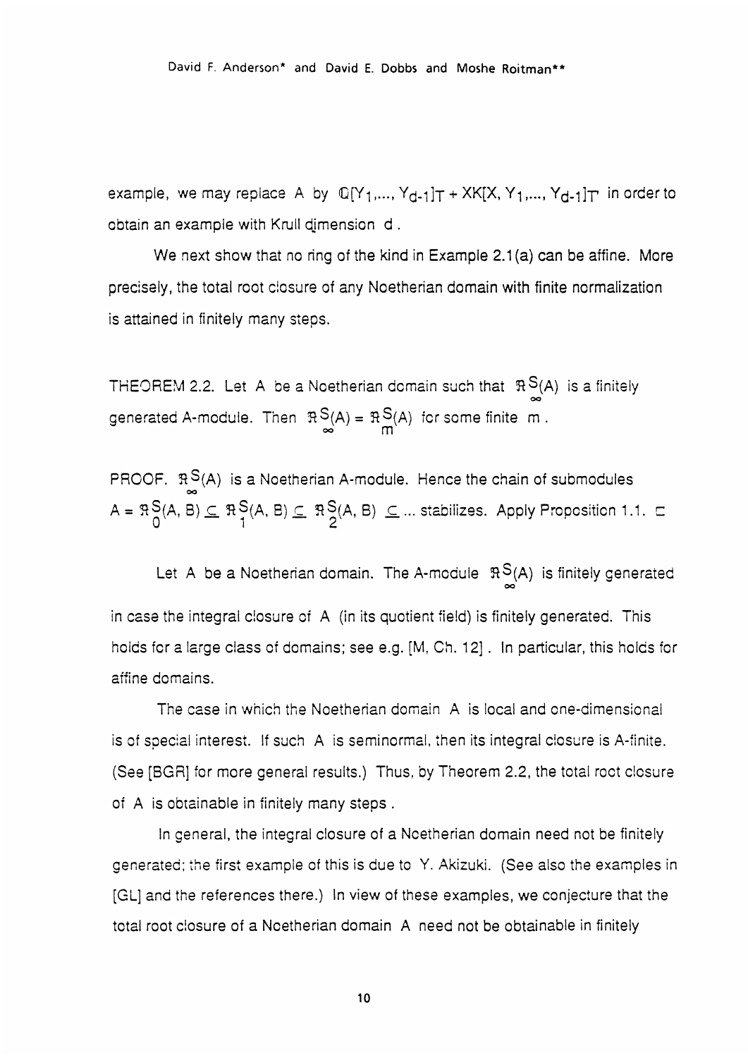example, we may replace A by $\mathbb{Q}[Y_1,..., Y_{d-1}]_T + XK[X, Y_1,..., Y_{d-1}]_{T'}$ in order to obtain an example with Krull dimension d .

We next show that no ring of the kind in Example 2.1(a) can be affine. More precisely, the total root closure of any Noetherian domain with finite normalization is attained in finitely many steps.

THEOREM 2.2. Let A be a Noetherian domain such that $\mathfrak{R}^S_\infty(A)$ is a finitely generated A-module. Then $\mathfrak{R}^S_\infty(A) = \mathfrak{R}^S_m(A)$ for some finite m .

PROOF. $\mathfrak{R}^S_\infty(A)$ is a Noetherian A-module. Hence the chain of submodules $A = \mathfrak{R}^S_0(A, B) \subseteq \mathfrak{R}^S_1(A, B) \subseteq \mathfrak{R}^S_2(A, B) \subseteq ...$ stabilizes. Apply Proposition 1.1. □

Let A be a Noetherian domain. The A-module $\mathfrak{R}^S_\infty(A)$ is finitely generated in case the integral closure of A (in its quotient field) is finitely generated. This holds for a large class of domains; see e.g. [M, Ch. 12]. In particular, this holds for affine domains.

The case in which the Noetherian domain A is local and one-dimensional is of special interest. If such A is seminormal, then its integral closure is A-finite. (See [BGR] for more general results.) Thus, by Theorem 2.2, the total root closure of A is obtainable in finitely many steps .

In general, the integral closure of a Noetherian domain need not be finitely generated; the first example of this is due to Y. Akizuki. (See also the examples in [GL] and the references there.) In view of these examples, we conjecture that the total root closure of a Noetherian domain A need not be obtainable in finitely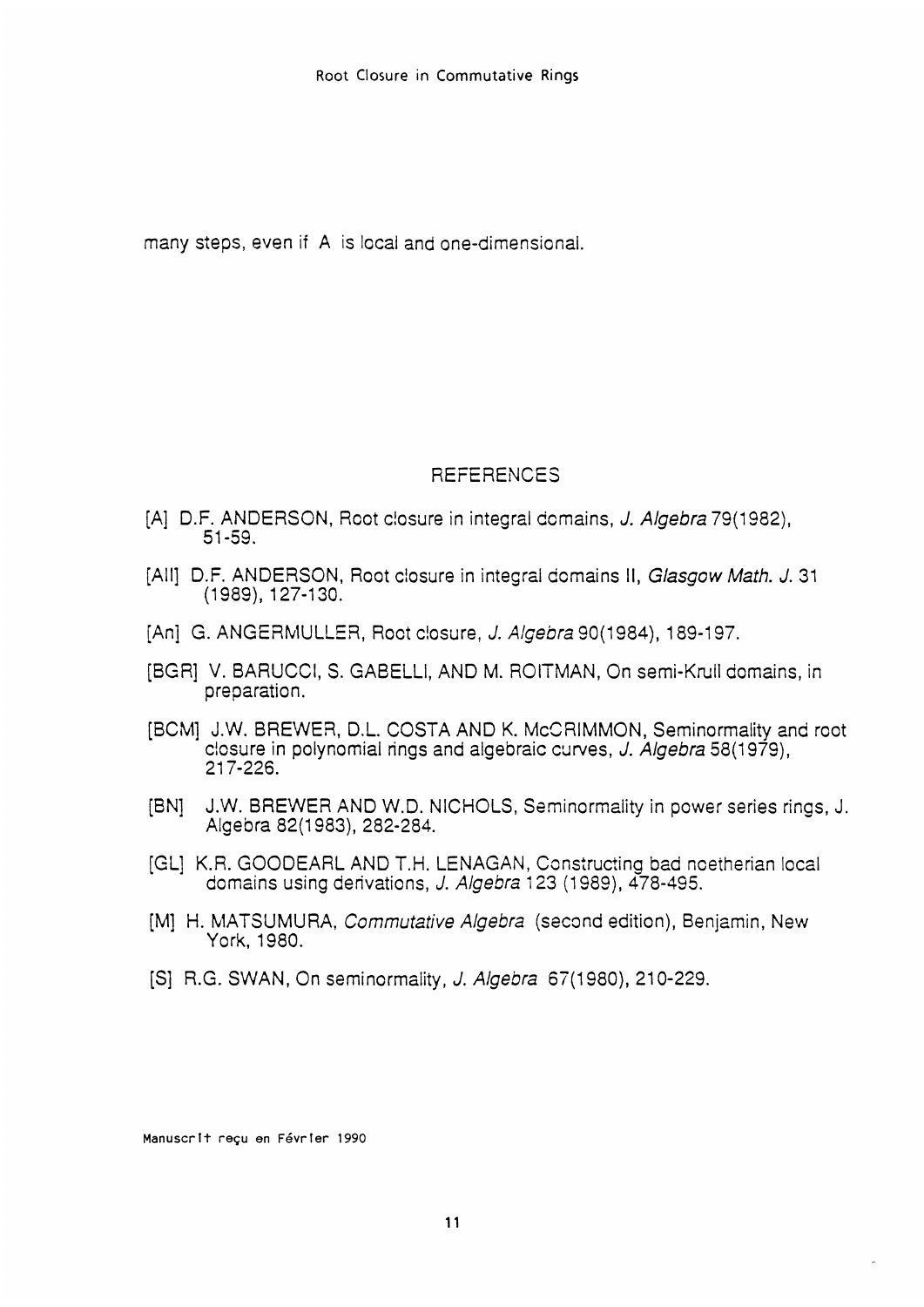many steps, even if $A$ is local and one-dimensional.

## REFERENCES

[A] D.F. ANDERSON, Root closure in integral domains, *J. Algebra* 79(1982), 51-59.

[AII] D.F. ANDERSON, Root closure in integral domains II, *Glasgow Math. J.* 31 (1989), 127-130.

[An] G. ANGERMULLER, Root closure, *J. Algebra* 90(1984), 189-197.

[BGR] V. BARUCCI, S. GABELLI, AND M. ROITMAN, On semi-Krull domains, in preparation.

[BCM] J.W. BREWER, D.L. COSTA AND K. McCRIMMON, Seminormality and root closure in polynomial rings and algebraic curves, *J. Algebra* 58(1979), 217-226.

[BN] J.W. BREWER AND W.D. NICHOLS, Seminormality in power series rings, J. Algebra 82(1983), 282-284.

[GL] K.R. GOODEARL AND T.H. LENAGAN, Constructing bad noetherian local domains using derivations, *J. Algebra* 123 (1989), 478-495.

[M] H. MATSUMURA, *Commutative Algebra* (second edition), Benjamin, New York, 1980.

[S] R.G. SWAN, On seminormality, *J. Algebra* 67(1980), 210-229.

Manuscrit reçu en Février 1990